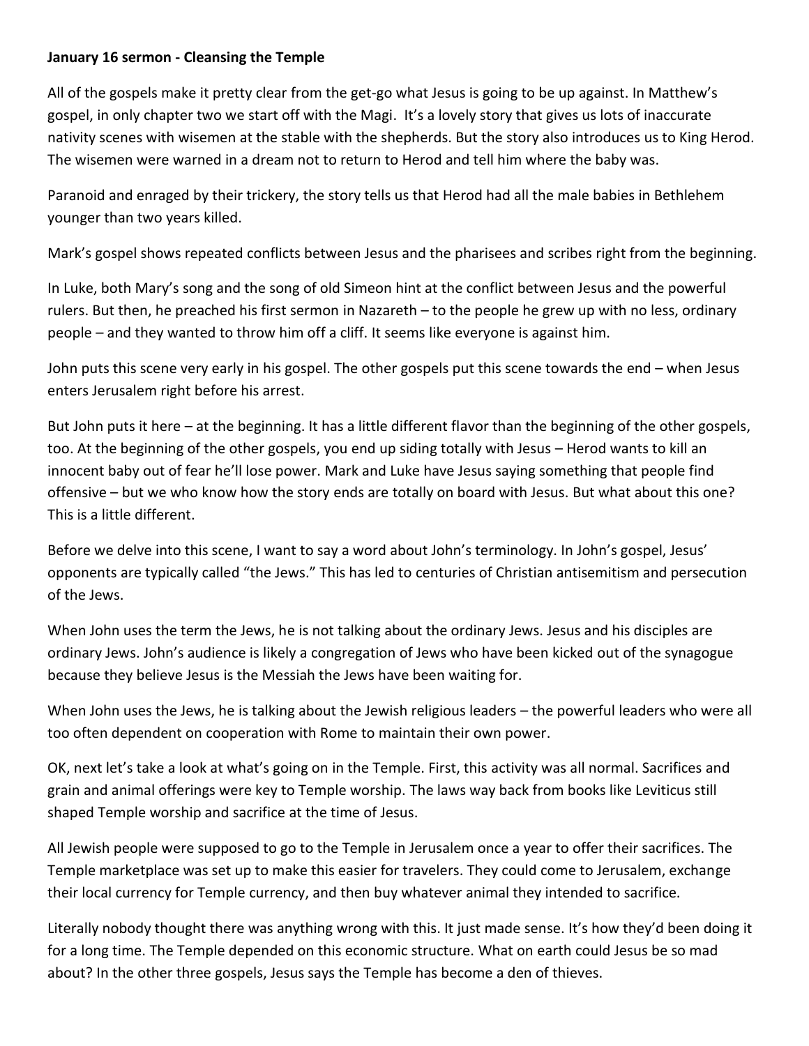**January 16 sermon - Cleansing the Temple**

All of the gospels make it pretty clear from the get-go what Jesus is going to be up against. In Matthew's gospel, in only chapter two we start off with the Magi. It's a lovely story that gives us lots of inaccurate nativity scenes with wisemen at the stable with the shepherds. But the story also introduces us to King Herod. The wisemen were warned in a dream not to return to Herod and tell him where the baby was.

Paranoid and enraged by their trickery, the story tells us that Herod had all the male babies in Bethlehem younger than two years killed.

Mark's gospel shows repeated conflicts between Jesus and the pharisees and scribes right from the beginning.

In Luke, both Mary's song and the song of old Simeon hint at the conflict between Jesus and the powerful rulers. But then, he preached his first sermon in Nazareth – to the people he grew up with no less, ordinary people – and they wanted to throw him off a cliff. It seems like everyone is against him.

John puts this scene very early in his gospel. The other gospels put this scene towards the end – when Jesus enters Jerusalem right before his arrest.

But John puts it here – at the beginning. It has a little different flavor than the beginning of the other gospels, too. At the beginning of the other gospels, you end up siding totally with Jesus – Herod wants to kill an innocent baby out of fear he'll lose power. Mark and Luke have Jesus saying something that people find offensive – but we who know how the story ends are totally on board with Jesus. But what about this one? This is a little different.

Before we delve into this scene, I want to say a word about John's terminology. In John's gospel, Jesus' opponents are typically called "the Jews." This has led to centuries of Christian antisemitism and persecution of the Jews.

When John uses the term the Jews, he is not talking about the ordinary Jews. Jesus and his disciples are ordinary Jews. John's audience is likely a congregation of Jews who have been kicked out of the synagogue because they believe Jesus is the Messiah the Jews have been waiting for.

When John uses the Jews, he is talking about the Jewish religious leaders – the powerful leaders who were all too often dependent on cooperation with Rome to maintain their own power.

OK, next let's take a look at what's going on in the Temple. First, this activity was all normal. Sacrifices and grain and animal offerings were key to Temple worship. The laws way back from books like Leviticus still shaped Temple worship and sacrifice at the time of Jesus.

All Jewish people were supposed to go to the Temple in Jerusalem once a year to offer their sacrifices. The Temple marketplace was set up to make this easier for travelers. They could come to Jerusalem, exchange their local currency for Temple currency, and then buy whatever animal they intended to sacrifice.

Literally nobody thought there was anything wrong with this. It just made sense. It's how they'd been doing it for a long time. The Temple depended on this economic structure. What on earth could Jesus be so mad about? In the other three gospels, Jesus says the Temple has become a den of thieves.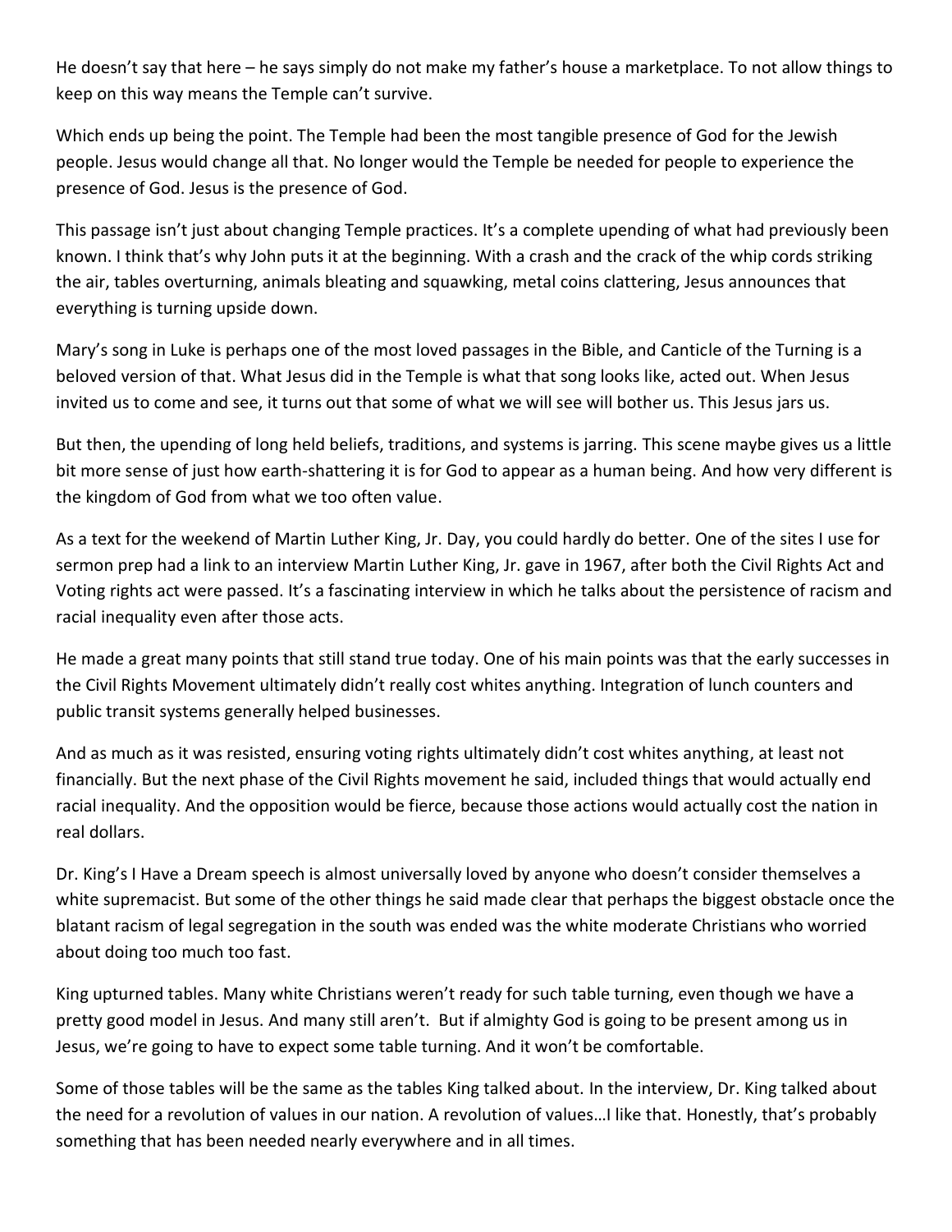He doesn't say that here – he says simply do not make my father's house a marketplace. To not allow things to keep on this way means the Temple can't survive.

Which ends up being the point. The Temple had been the most tangible presence of God for the Jewish people. Jesus would change all that. No longer would the Temple be needed for people to experience the presence of God. Jesus is the presence of God.

This passage isn't just about changing Temple practices. It's a complete upending of what had previously been known. I think that's why John puts it at the beginning. With a crash and the crack of the whip cords striking the air, tables overturning, animals bleating and squawking, metal coins clattering, Jesus announces that everything is turning upside down.

Mary's song in Luke is perhaps one of the most loved passages in the Bible, and Canticle of the Turning is a beloved version of that. What Jesus did in the Temple is what that song looks like, acted out. When Jesus invited us to come and see, it turns out that some of what we will see will bother us. This Jesus jars us.

But then, the upending of long held beliefs, traditions, and systems is jarring. This scene maybe gives us a little bit more sense of just how earth-shattering it is for God to appear as a human being. And how very different is the kingdom of God from what we too often value.

As a text for the weekend of Martin Luther King, Jr. Day, you could hardly do better. One of the sites I use for sermon prep had a link to an interview Martin Luther King, Jr. gave in 1967, after both the Civil Rights Act and Voting rights act were passed. It's a fascinating interview in which he talks about the persistence of racism and racial inequality even after those acts.

He made a great many points that still stand true today. One of his main points was that the early successes in the Civil Rights Movement ultimately didn't really cost whites anything. Integration of lunch counters and public transit systems generally helped businesses.

And as much as it was resisted, ensuring voting rights ultimately didn't cost whites anything, at least not financially. But the next phase of the Civil Rights movement he said, included things that would actually end racial inequality. And the opposition would be fierce, because those actions would actually cost the nation in real dollars.

Dr. King's I Have a Dream speech is almost universally loved by anyone who doesn't consider themselves a white supremacist. But some of the other things he said made clear that perhaps the biggest obstacle once the blatant racism of legal segregation in the south was ended was the white moderate Christians who worried about doing too much too fast.

King upturned tables. Many white Christians weren't ready for such table turning, even though we have a pretty good model in Jesus. And many still aren't. But if almighty God is going to be present among us in Jesus, we're going to have to expect some table turning. And it won't be comfortable.

Some of those tables will be the same as the tables King talked about. In the interview, Dr. King talked about the need for a revolution of values in our nation. A revolution of values…I like that. Honestly, that's probably something that has been needed nearly everywhere and in all times.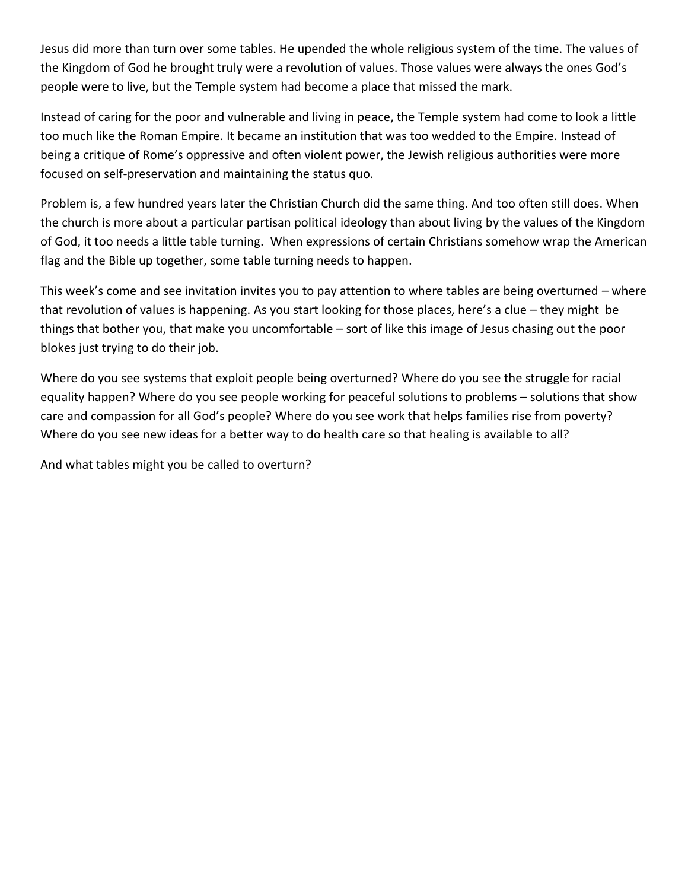Jesus did more than turn over some tables. He upended the whole religious system of the time. The values of the Kingdom of God he brought truly were a revolution of values. Those values were always the ones God's people were to live, but the Temple system had become a place that missed the mark.

Instead of caring for the poor and vulnerable and living in peace, the Temple system had come to look a little too much like the Roman Empire. It became an institution that was too wedded to the Empire. Instead of being a critique of Rome's oppressive and often violent power, the Jewish religious authorities were more focused on self-preservation and maintaining the status quo.

Problem is, a few hundred years later the Christian Church did the same thing. And too often still does. When the church is more about a particular partisan political ideology than about living by the values of the Kingdom of God, it too needs a little table turning. When expressions of certain Christians somehow wrap the American flag and the Bible up together, some table turning needs to happen.

This week's come and see invitation invites you to pay attention to where tables are being overturned – where that revolution of values is happening. As you start looking for those places, here's a clue – they might be things that bother you, that make you uncomfortable – sort of like this image of Jesus chasing out the poor blokes just trying to do their job.

Where do you see systems that exploit people being overturned? Where do you see the struggle for racial equality happen? Where do you see people working for peaceful solutions to problems – solutions that show care and compassion for all God's people? Where do you see work that helps families rise from poverty? Where do you see new ideas for a better way to do health care so that healing is available to all?

And what tables might you be called to overturn?